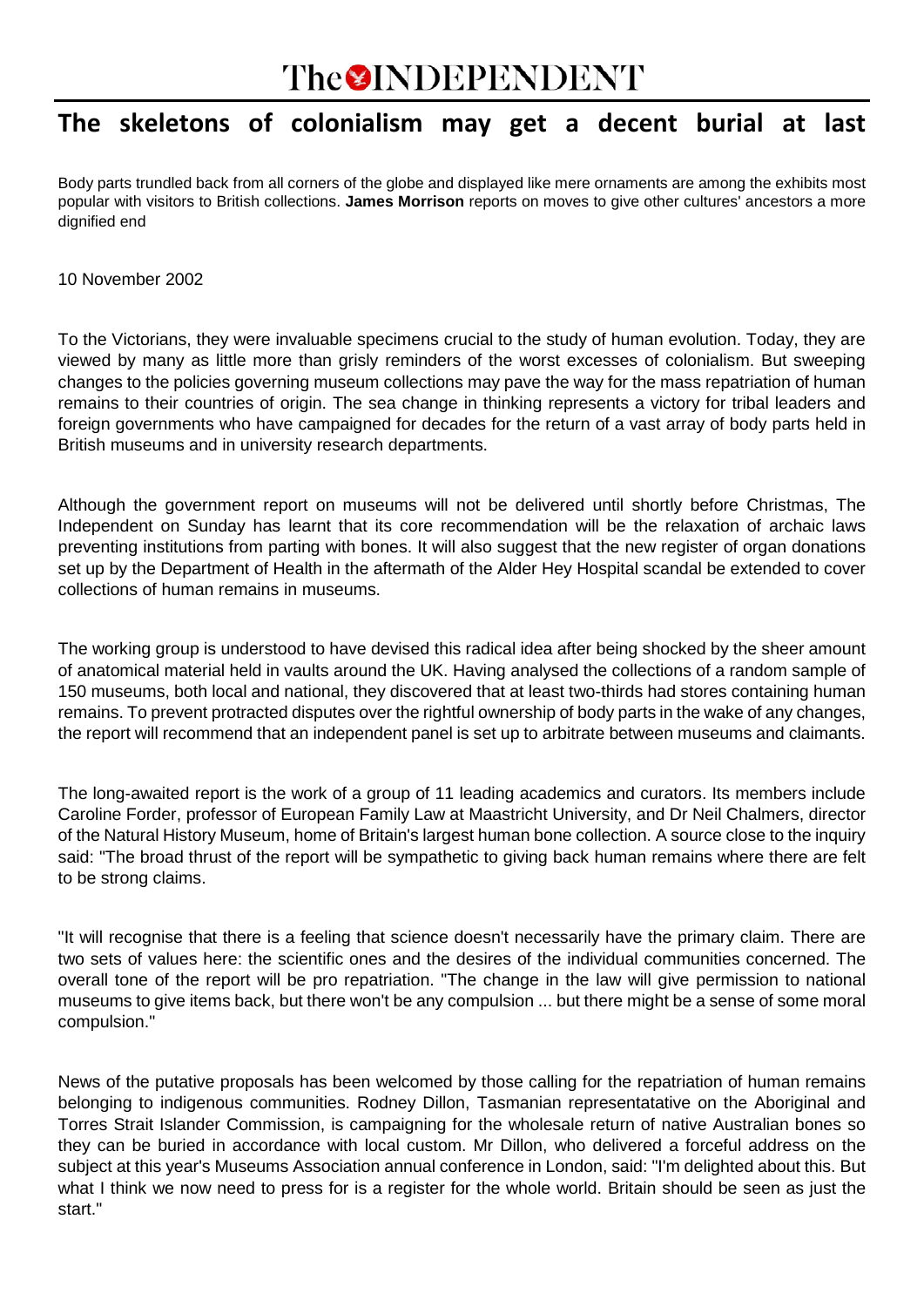# The INDEPENDENT

## The skeletons of colonialism may get a decent burial at last

Body parts trundled back from all corners of the globe and displayed like mere ornaments are among the exhibits most popular with visitors to British collections. **James Morrison** reports on moves to give other cultures' ancestors a more dignified end

10 November 2002

To the Victorians, they were invaluable specimens crucial to the study of human evolution. Today, they are viewed by many as little more than grisly reminders of the worst excesses of colonialism. But sweeping changes to the policies governing museum collections may pave the way for the mass repatriation of human remains to their countries of origin. The sea change in thinking represents a victory for tribal leaders and foreign governments who have campaigned for decades for the return of a vast array of body parts held in British museums and in university research departments.

Although the government report on museums will not be delivered until shortly before Christmas, The Independent on Sunday has learnt that its core recommendation will be the relaxation of archaic laws preventing institutions from parting with bones. It will also suggest that the new register of organ donations set up by the Department of Health in the aftermath of the Alder Hey Hospital scandal be extended to cover collections of human remains in museums.

The working group is understood to have devised this radical idea after being shocked by the sheer amount of anatomical material held in vaults around the UK. Having analysed the collections of a random sample of 150 museums, both local and national, they discovered that at least two-thirds had stores containing human remains. To prevent protracted disputes over the rightful ownership of body parts in the wake of any changes, the report will recommend that an independent panel is set up to arbitrate between museums and claimants.

The long-awaited report is the work of a group of 11 leading academics and curators. Its members include Caroline Forder, professor of European Family Law at Maastricht University, and Dr Neil Chalmers, director of the Natural History Museum, home of Britain's largest human bone collection. A source close to the inquiry said: "The broad thrust of the report will be sympathetic to giving back human remains where there are felt to be strong claims.

"It will recognise that there is a feeling that science doesn't necessarily have the primary claim. There are two sets of values here: the scientific ones and the desires of the individual communities concerned. The overall tone of the report will be pro repatriation. "The change in the law will give permission to national museums to give items back, but there won't be any compulsion ... but there might be a sense of some moral compulsion."

News of the putative proposals has been welcomed by those calling for the repatriation of human remains belonging to indigenous communities. Rodney Dillon, Tasmanian representatative on the Aboriginal and Torres Strait Islander Commission, is campaigning for the wholesale return of native Australian bones so they can be buried in accordance with local custom. Mr Dillon, who delivered a forceful address on the subject at this year's Museums Association annual conference in London, said: "I'm delighted about this. But what I think we now need to press for is a register for the whole world. Britain should be seen as just the start."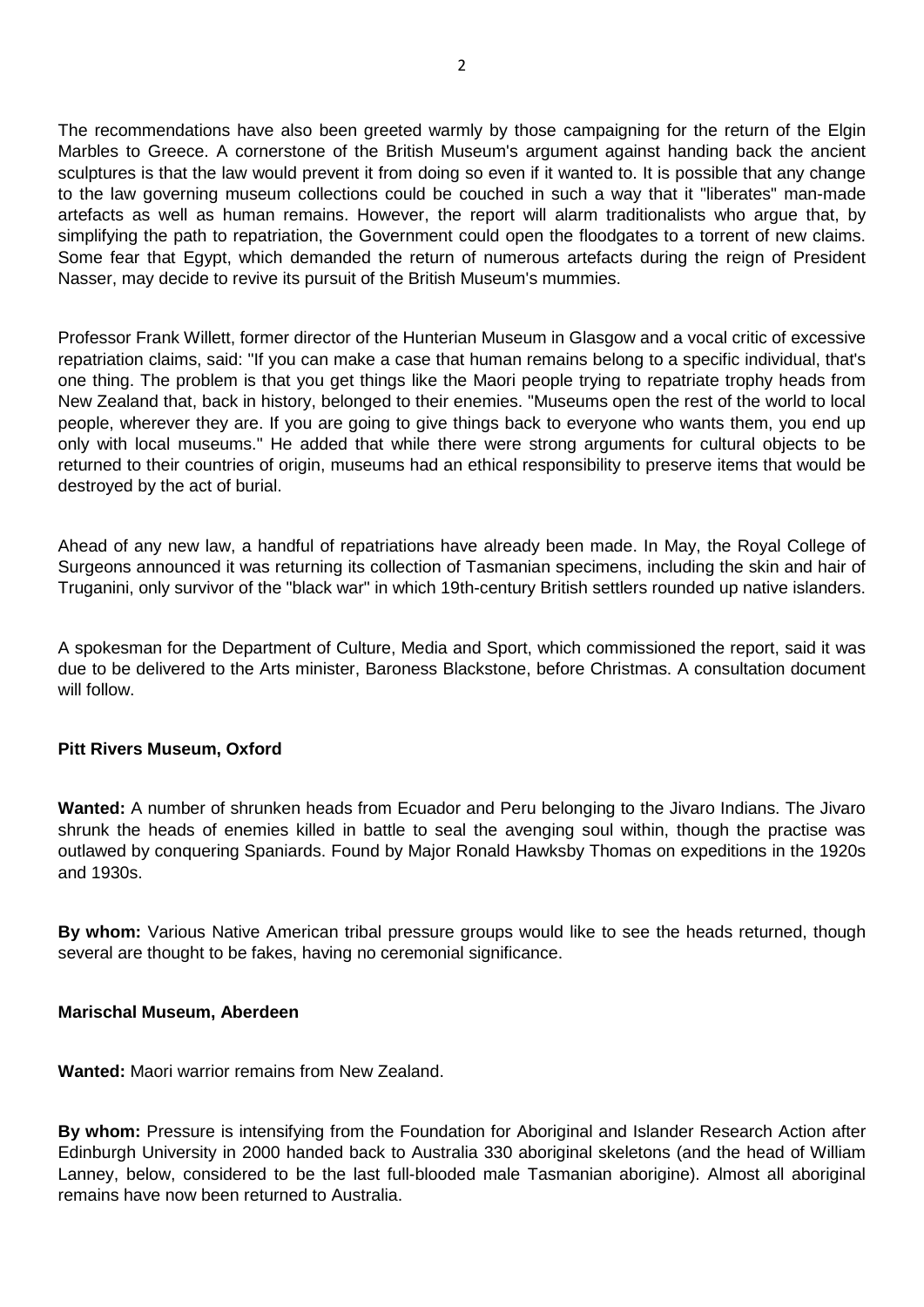The recommendations have also been greeted warmly by those campaigning for the return of the Elgin Marbles to Greece. A cornerstone of the British Museum's argument against handing back the ancient sculptures is that the law would prevent it from doing so even if it wanted to. It is possible that any change to the law governing museum collections could be couched in such a way that it "liberates" man-made artefacts as well as human remains. However, the report will alarm traditionalists who argue that, by simplifying the path to repatriation, the Government could open the floodgates to a torrent of new claims. Some fear that Egypt, which demanded the return of numerous artefacts during the reign of President Nasser, may decide to revive its pursuit of the British Museum's mummies.

Professor Frank Willett, former director of the Hunterian Museum in Glasgow and a vocal critic of excessive repatriation claims, said: "If you can make a case that human remains belong to a specific individual, that's one thing. The problem is that you get things like the Maori people trying to repatriate trophy heads from New Zealand that, back in history, belonged to their enemies. "Museums open the rest of the world to local people, wherever they are. If you are going to give things back to everyone who wants them, you end up only with local museums." He added that while there were strong arguments for cultural objects to be returned to their countries of origin, museums had an ethical responsibility to preserve items that would be destroyed by the act of burial.

Ahead of any new law, a handful of repatriations have already been made. In May, the Royal College of Surgeons announced it was returning its collection of Tasmanian specimens, including the skin and hair of Truganini, only survivor of the "black war" in which 19th-century British settlers rounded up native islanders.

A spokesman for the Department of Culture, Media and Sport, which commissioned the report, said it was due to be delivered to the Arts minister, Baroness Blackstone, before Christmas. A consultation document will follow.

**Pitt Rivers Museum, Oxford**

**Wanted:** A number of shrunken heads from Ecuador and Peru belonging to the Jivaro Indians. The Jivaro shrunk the heads of enemies killed in battle to seal the avenging soul within, though the practise was outlawed by conquering Spaniards. Found by Major Ronald Hawksby Thomas on expeditions in the 1920s and 1930s.

**By whom:** Various Native American tribal pressure groups would like to see the heads returned, though several are thought to be fakes, having no ceremonial significance.

**Marischal Museum, Aberdeen**

**Wanted:** Maori warrior remains from New Zealand.

**By whom:** Pressure is intensifying from the Foundation for Aboriginal and Islander Research Action after Edinburgh University in 2000 handed back to Australia 330 aboriginal skeletons (and the head of William Lanney, below, considered to be the last full-blooded male Tasmanian aborigine). Almost all aboriginal remains have now been returned to Australia.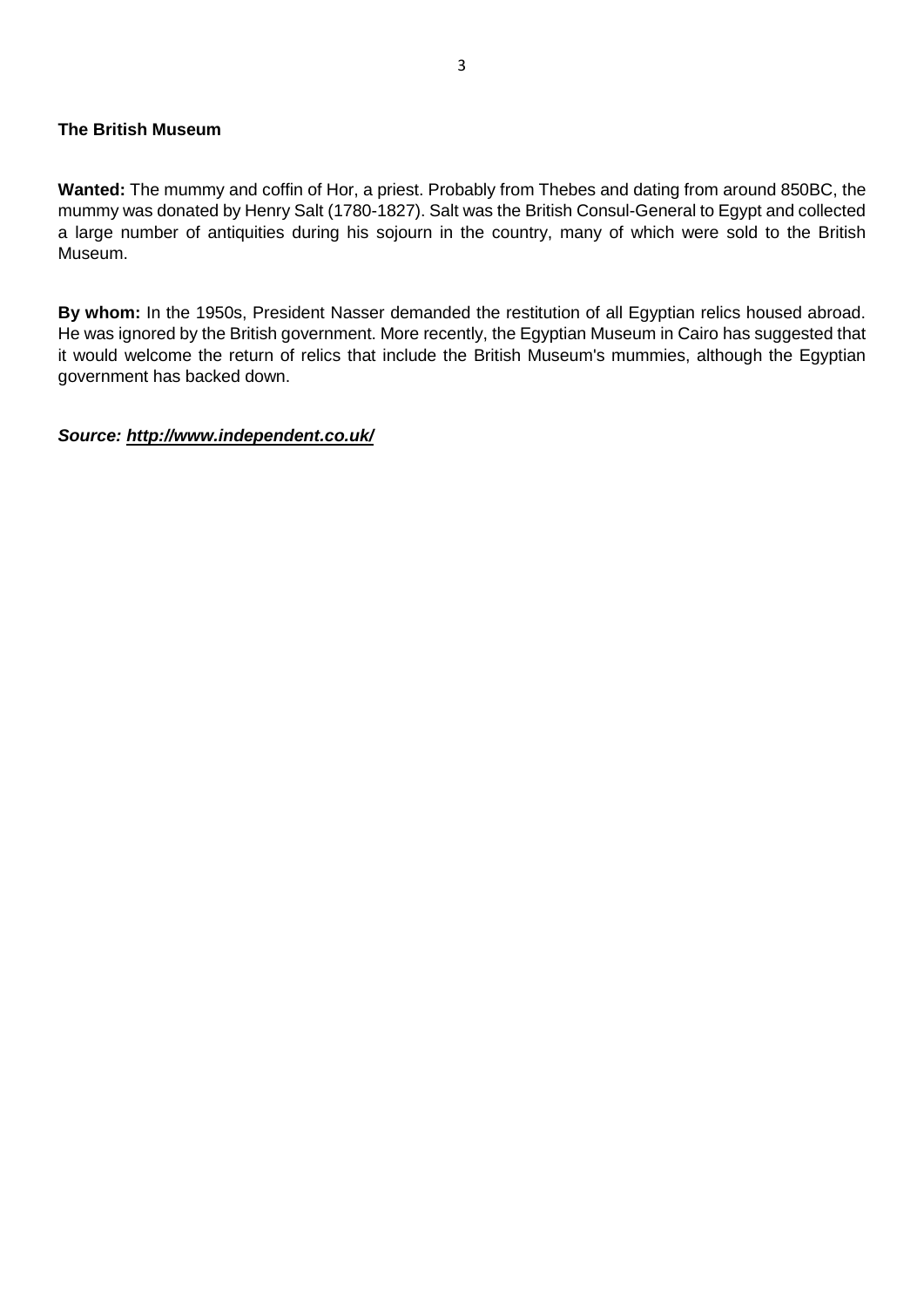**The British Museum**

**Wanted:** The mummy and coffin of Hor, a priest. Probably from Thebes and dating from around 850BC, the mummy was donated by Henry Salt (1780-1827). Salt was the British Consul-General to Egypt and collected a large number of antiquities during his sojourn in the country, many of which were sold to the British Museum.

**By whom:** In the 1950s, President Nasser demanded the restitution of all Egyptian relics housed abroad. He was ignored by the British government. More recently, the Egyptian Museum in Cairo has suggested that it would welcome the return of relics that include the British Museum's mummies, although the Egyptian government has backed down.

***Source: http://www.independent.co.uk/***